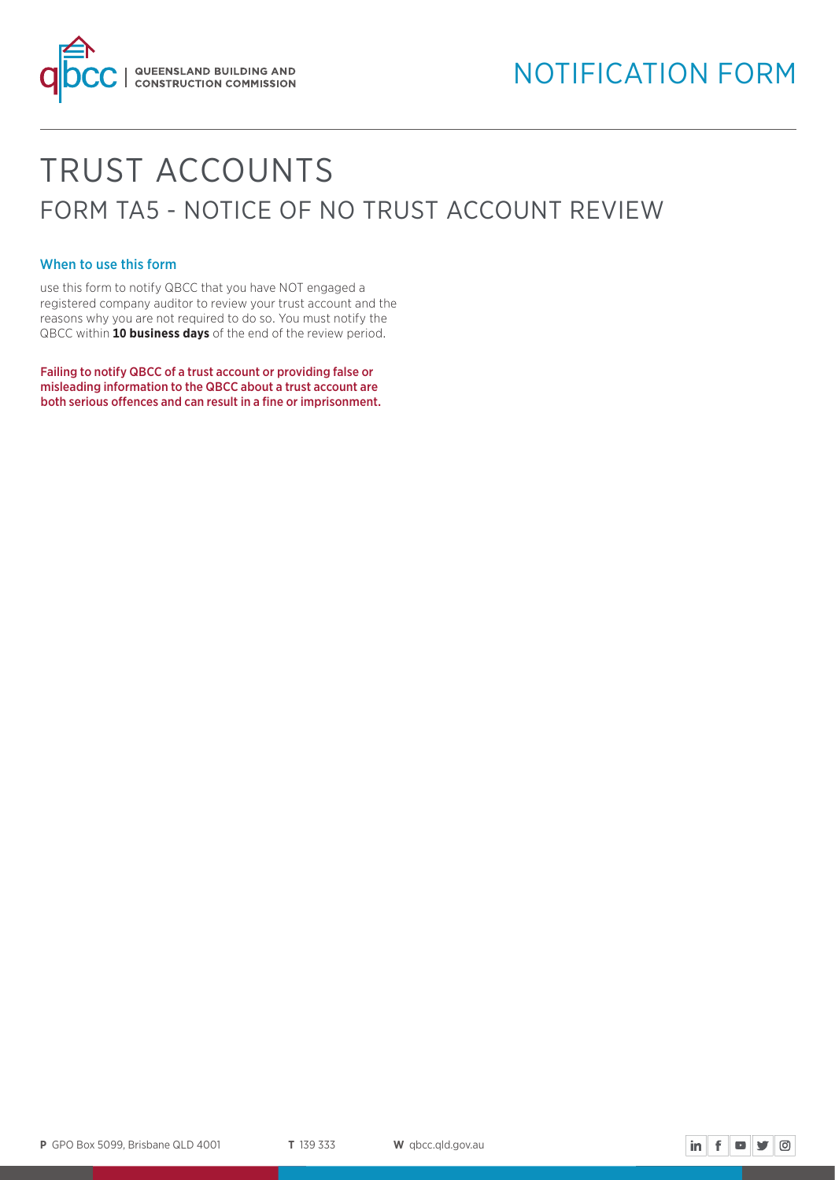QUEENSLAND BUILDING AND CONSTRUCTION COMMISSION

NOTIFICATION FORM

# TRUST ACCOUNTS

## FORM TA5 - NOTICE OF NO TRUST ACCOUNT REVIEW

### When to use this form

use this form to notify QBCC that you have NOT engaged a registered company auditor to review your trust account and the reasons why you are not required to do so. You must notify the QBCC within **10 business days** of the end of the review period.

**Failing to notify QBCC of a trust account or providing false or misleading information to the QBCC about a trust account are both serious offences and can result in a fine or imprisonment.**

**P** GPO Box 5099, Brisbane QLD 4001 **T** 139 333 **W** qbcc.qld.gov.au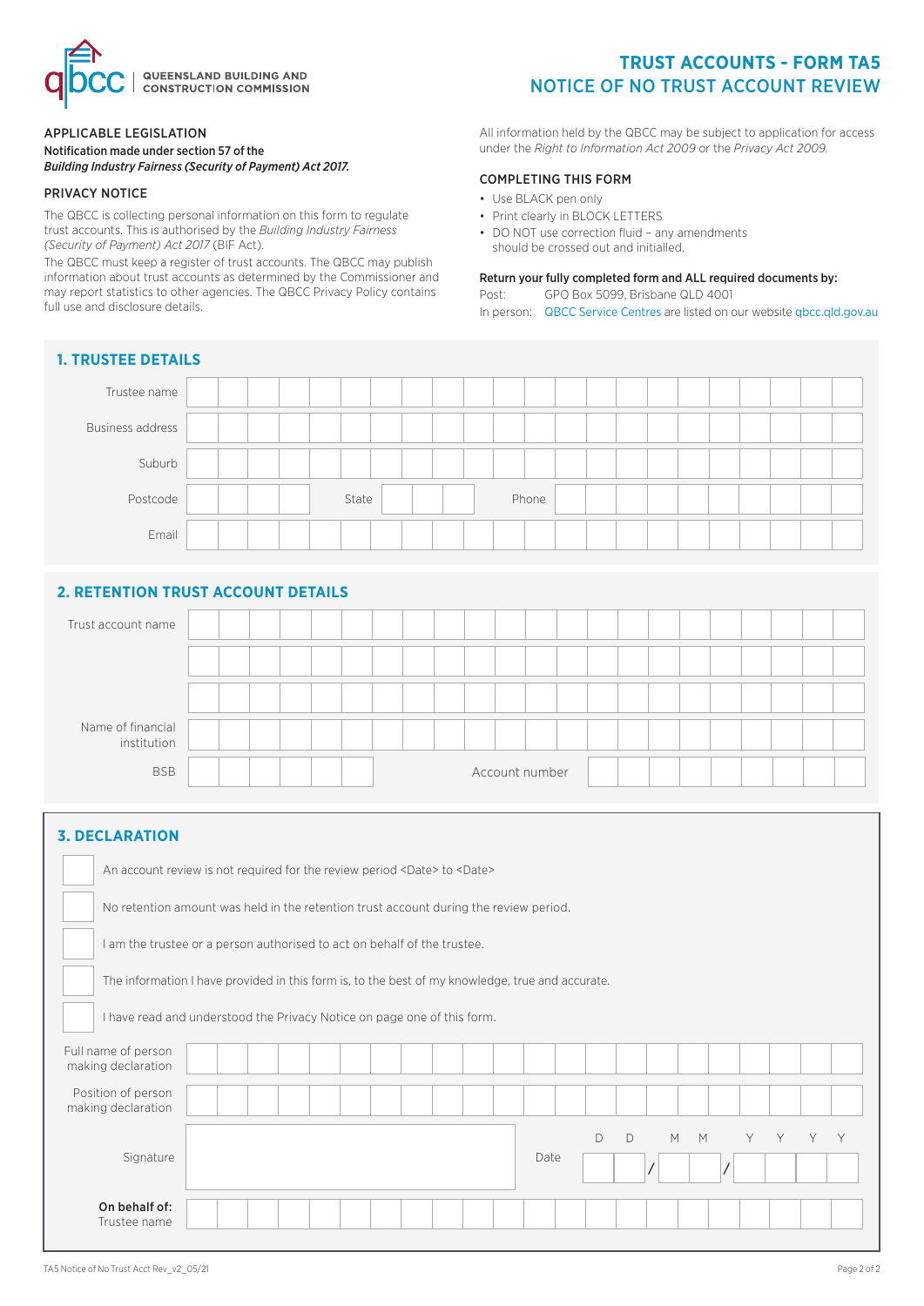QUEENSLAND BUILDING AND CONSTRUCTION COMMISSION

# TRUST ACCOUNTS - FORM TA5
# NOTICE OF NO TRUST ACCOUNT REVIEW

## APPLICABLE LEGISLATION

**Notification made under section 57 of the *Building Industry Fairness (Security of Payment) Act 2017.***

## PRIVACY NOTICE

The QBCC is collecting personal information on this form to regulate trust accounts. This is authorised by the *Building Industry Fairness (Security of Payment) Act 2017* (BIF Act).

The QBCC must keep a register of trust accounts. The QBCC may publish information about trust accounts as determined by the Commissioner and may report statistics to other agencies. The QBCC Privacy Policy contains full use and disclosure details.

All information held by the QBCC may be subject to application for access under the *Right to Information Act 2009* or the *Privacy Act 2009.*

## COMPLETING THIS FORM

- Use BLACK pen only
- Print clearly in BLOCK LETTERS
- DO NOT use correction fluid – any amendments should be crossed out and initialled.

**Return your fully completed form and ALL required documents by:**

Post: GPO Box 5099, Brisbane QLD 4001

In person: QBCC Service Centres are listed on our website qbcc.qld.gov.au

## 1. TRUSTEE DETAILS

Trustee name

Business address

Suburb

Postcode State Phone

Email

## 2. RETENTION TRUST ACCOUNT DETAILS

Trust account name

Name of financial institution

BSB Account number

## 3. DECLARATION

- ☐ An account review is not required for the review period <Date> to <Date>
- ☐ No retention amount was held in the retention trust account during the review period.
- ☐ I am the trustee or a person authorised to act on behalf of the trustee.
- ☐ The information I have provided in this form is, to the best of my knowledge, true and accurate.
- ☐ I have read and understood the Privacy Notice on page one of this form.

Full name of person making declaration

Position of person making declaration

Signature

Date D D / M M / Y Y Y Y

**On behalf of:** Trustee name

TA5 Notice of No Trust Acct Rev_v2_05/21